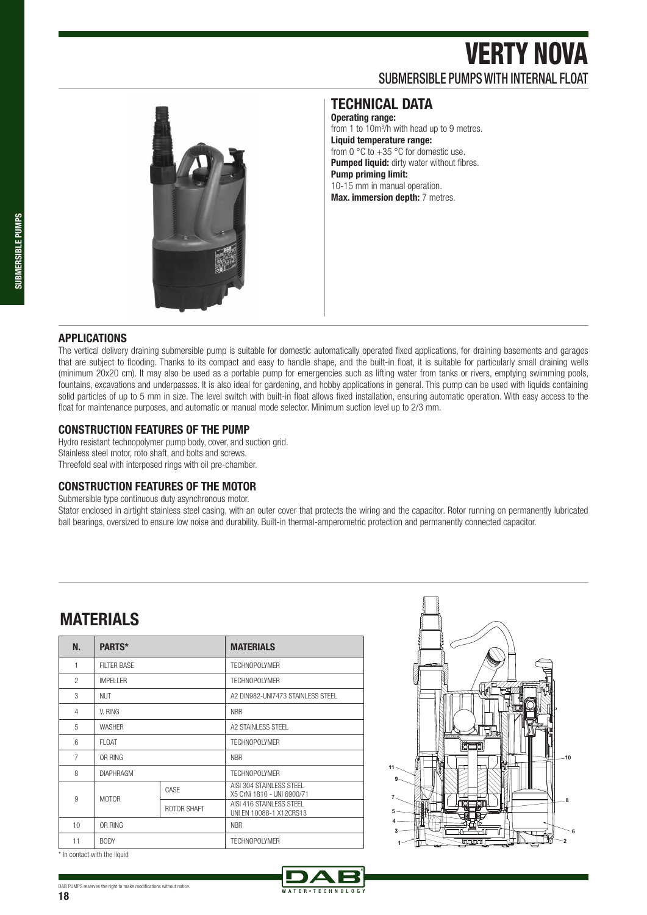# VERTY NOVA

## SUBMERSIBLE PUMPS WITH INTERNAL FLOAT

## TECHNICAL DATA

**Operating range:**
from 1 to 10m³/h with head up to 9 metres.
**Liquid temperature range:**
from 0 °C to +35 °C for domestic use.
**Pumped liquid:** dirty water without fibres.
**Pump priming limit:**
10-15 mm in manual operation.
**Max. immersion depth:** 7 metres.

### APPLICATIONS

The vertical delivery draining submersible pump is suitable for domestic automatically operated fixed applications, for draining basements and garages that are subject to flooding. Thanks to its compact and easy to handle shape, and the built-in float, it is suitable for particularly small draining wells (minimum 20x20 cm). It may also be used as a portable pump for emergencies such as lifting water from tanks or rivers, emptying swimming pools, fountains, excavations and underpasses. It is also ideal for gardening, and hobby applications in general. This pump can be used with liquids containing solid particles of up to 5 mm in size. The level switch with built-in float allows fixed installation, ensuring automatic operation. With easy access to the float for maintenance purposes, and automatic or manual mode selector. Minimum suction level up to 2/3 mm.

### CONSTRUCTION FEATURES OF THE PUMP

Hydro resistant technopolymer pump body, cover, and suction grid.
Stainless steel motor, roto shaft, and bolts and screws.
Threefold seal with interposed rings with oil pre-chamber.

### CONSTRUCTION FEATURES OF THE MOTOR

Submersible type continuous duty asynchronous motor.
Stator enclosed in airtight stainless steel casing, with an outer cover that protects the wiring and the capacitor. Rotor running on permanently lubricated ball bearings, oversized to ensure low noise and durability. Built-in thermal-amperometric protection and permanently connected capacitor.

## MATERIALS

| N. | PARTS* | | MATERIALS |
|---|---|---|---|
| 1 | FILTER BASE | | TECHNOPOLYMER |
| 2 | IMPELLER | | TECHNOPOLYMER |
| 3 | NUT | | A2 DIN982-UNI7473 STAINLESS STEEL |
| 4 | V. RING | | NBR |
| 5 | WASHER | | A2 STAINLESS STEEL |
| 6 | FLOAT | | TECHNOPOLYMER |
| 7 | OR RING | | NBR |
| 8 | DIAPHRAGM | | TECHNOPOLYMER |
| 9 | MOTOR | CASE | AISI 304 STAINLESS STEEL X5 CrNi 1810 - UNI 6900/71 |
| | | ROTOR SHAFT | AISI 416 STAINLESS STEEL UNI EN 10088-1 X12CRS13 |
| 10 | OR RING | | NBR |
| 11 | BODY | | TECHNOPOLYMER |

\* In contact with the liquid

DAB PUMPS reserves the right to make modifications without notice.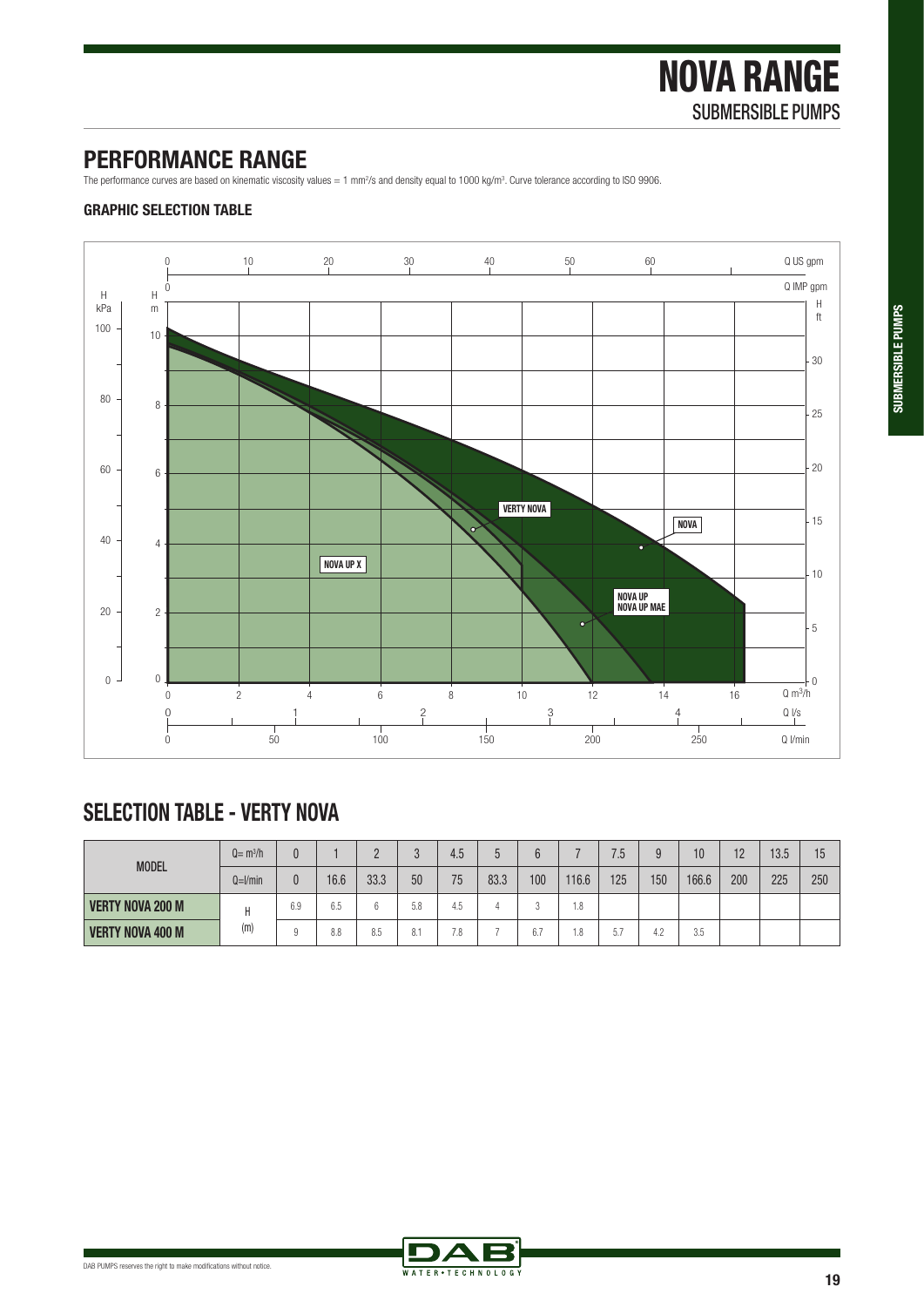# NOVA RANGE

SUBMERSIBLE PUMPS

## PERFORMANCE RANGE

The performance curves are based on kinematic viscosity values = 1 mm²/s and density equal to 1000 kg/m³. Curve tolerance according to ISO 9906.

### GRAPHIC SELECTION TABLE

## SELECTION TABLE - VERTY NOVA

| MODEL | Q= m³/h | 0 | 1 | 2 | 3 | 4.5 | 5 | 6 | 7 | 7.5 | 9 | 10 | 12 | 13.5 | 15 |
|---|---|---|---|---|---|---|---|---|---|---|---|---|---|---|---|
| | Q=l/min | 0 | 16.6 | 33.3 | 50 | 75 | 83.3 | 100 | 116.6 | 125 | 150 | 166.6 | 200 | 225 | 250 |
| **VERTY NOVA 200 M** | H (m) | 6.9 | 6.5 | 6 | 5.8 | 4.5 | 4 | 3 | 1.8 | | | | | | |
| **VERTY NOVA 400 M** | | 9 | 8.8 | 8.5 | 8.1 | 7.8 | 7 | 6.7 | 1.8 | 5.7 | 4.2 | 3.5 | | | |

DAB PUMPS reserves the right to make modifications without notice.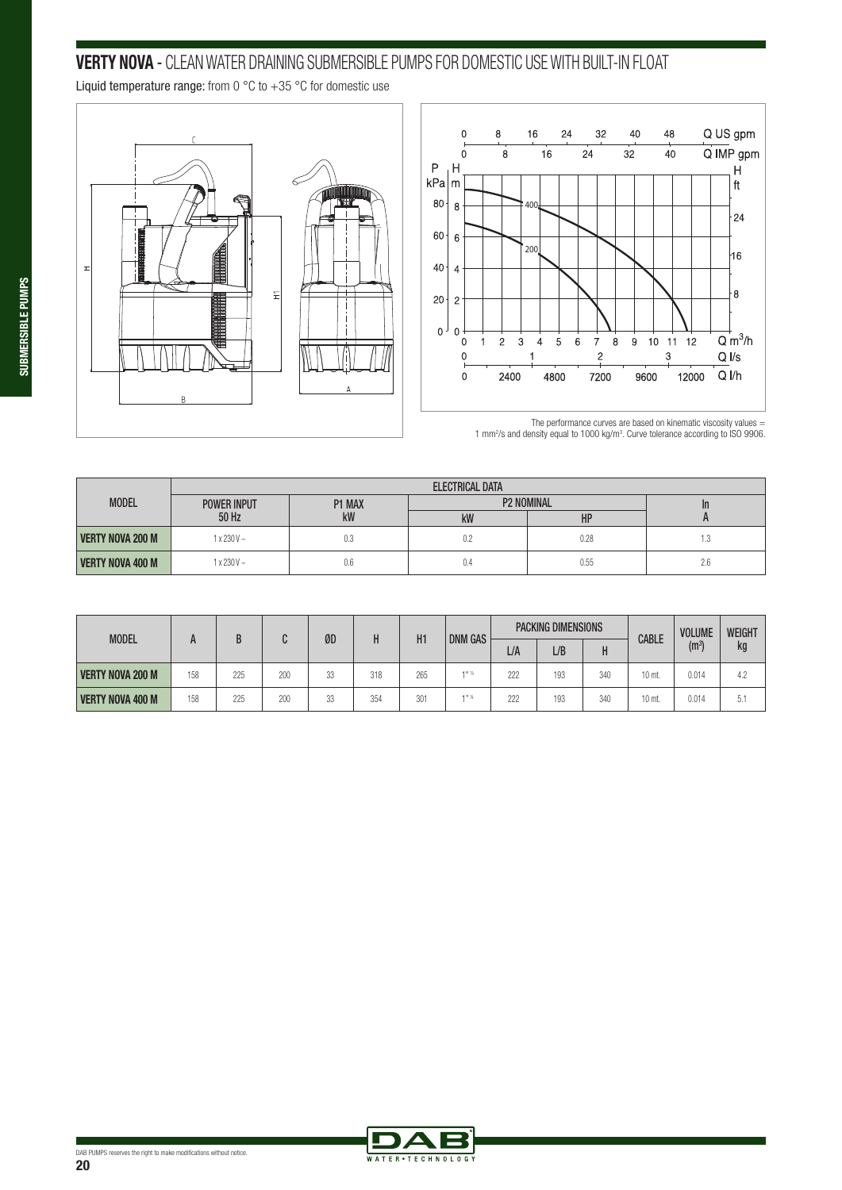## VERTY NOVA - CLEAN WATER DRAINING SUBMERSIBLE PUMPS FOR DOMESTIC USE WITH BUILT-IN FLOAT

**Liquid temperature range:** from 0 °C to +35 °C for domestic use

C
H
H1
B
A

Q US gpm
0 8 16 24 32 40 48
Q IMP gpm
0 8 16 24 32 40
P kPa
H m
H ft
80 8
60 6
40 4
20 2
0 0
24
16
8
400
200
Q m³/h
0 1 2 3 4 5 6 7 8 9 10 11 12
Q l/s
0 1 2 3
Q l/h
0 2400 4800 7200 9600 12000

The performance curves are based on kinematic viscosity values = 1 mm²/s and density equal to 1000 kg/m³. Curve tolerance according to ISO 9906.

| MODEL | ELECTRICAL DATA | | | | |
|---|---|---|---|---|---|
| | POWER INPUT 50 Hz | P1 MAX kW | P2 NOMINAL | | In A |
| | | | kW | HP | |
| **VERTY NOVA 200 M** | 1 x 230 V ~ | 0.3 | 0.2 | 0.28 | 1.3 |
| **VERTY NOVA 400 M** | 1 x 230 V ~ | 0.6 | 0.4 | 0.55 | 2.6 |

| MODEL | A | B | C | ØD | H | H1 | DNM GAS | PACKING DIMENSIONS | | | CABLE | VOLUME (m³) | WEIGHT kg |
|---|---|---|---|---|---|---|---|---|---|---|---|---|---|
| | | | | | | | | L/A | L/B | H | | | |
| **VERTY NOVA 200 M** | 158 | 225 | 200 | 33 | 318 | 265 | 1" ¼ | 222 | 193 | 340 | 10 mt. | 0.014 | 4.2 |
| **VERTY NOVA 400 M** | 158 | 225 | 200 | 33 | 354 | 301 | 1" ¼ | 222 | 193 | 340 | 10 mt. | 0.014 | 5.1 |

DAB PUMPS reserves the right to make modifications without notice.